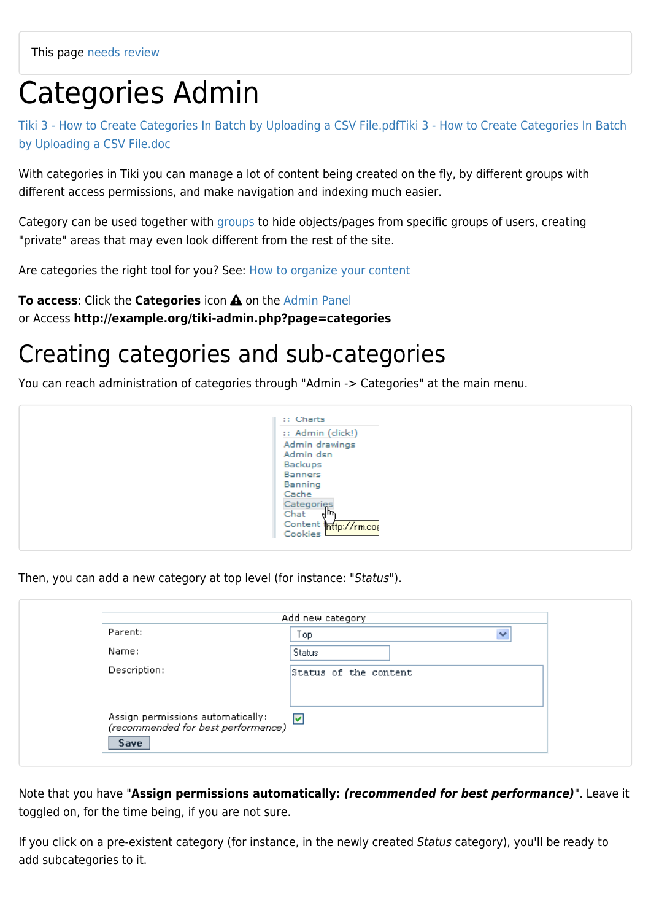This page needs review

# Categories Admin

Tiki 3 - How to Create Categories In Batch by Uploading a CSV File.pdfTiki 3 - How to Create Categories In Batch by Uploading a CSV File.doc

With categories in Tiki you can manage a lot of content being created on the fly, by different groups with different access permissions, and make navigation and indexing much easier.

Category can be used together with groups to hide objects/pages from specific groups of users, creating "private" areas that may even look different from the rest of the site.

Are categories the right tool for you? See: How to organize your content

**To access**: Click the **Categories** icon on the Admin Panel
or Access **http://example.org/tiki-admin.php?page=categories**

# Creating categories and sub-categories

You can reach administration of categories through "Admin -> Categories" at the main menu.

Then, you can add a new category at top level (for instance: "*Status*").

Note that you have "**Assign permissions automatically: *(recommended for best performance)***". Leave it toggled on, for the time being, if you are not sure.

If you click on a pre-existent category (for instance, in the newly created *Status* category), you'll be ready to add subcategories to it.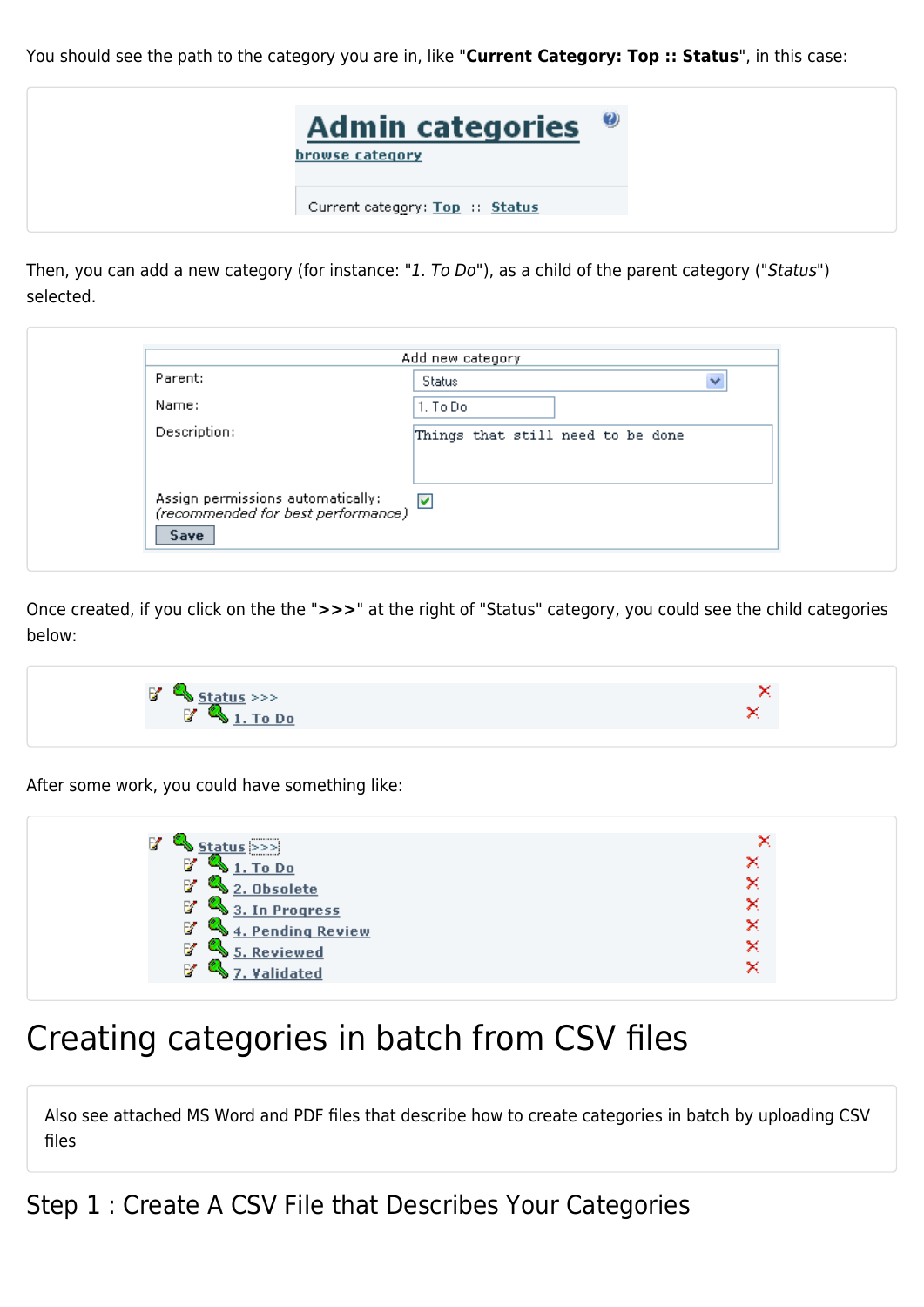You should see the path to the category you are in, like "**Current Category: Top :: Status**", in this case:

Admin categories

browse category

Current category: Top :: Status

Then, you can add a new category (for instance: "*1. To Do*"), as a child of the parent category ("*Status*") selected.

| Add new category | |
|---|---|
| Parent: | Status |
| Name: | 1. To Do |
| Description: | Things that still need to be done |
| Assign permissions automatically: *(recommended for best performance)* | ☑ |
| Save | |

Once created, if you click on the the "**>>>**" at the right of "Status" category, you could see the child categories below:

Status >>>
1. To Do

After some work, you could have something like:

Status >>>
1. To Do
2. Obsolete
3. In Progress
4. Pending Review
5. Reviewed
7. Validated

# Creating categories in batch from CSV files

Also see attached MS Word and PDF files that describe how to create categories in batch by uploading CSV files

## Step 1 : Create A CSV File that Describes Your Categories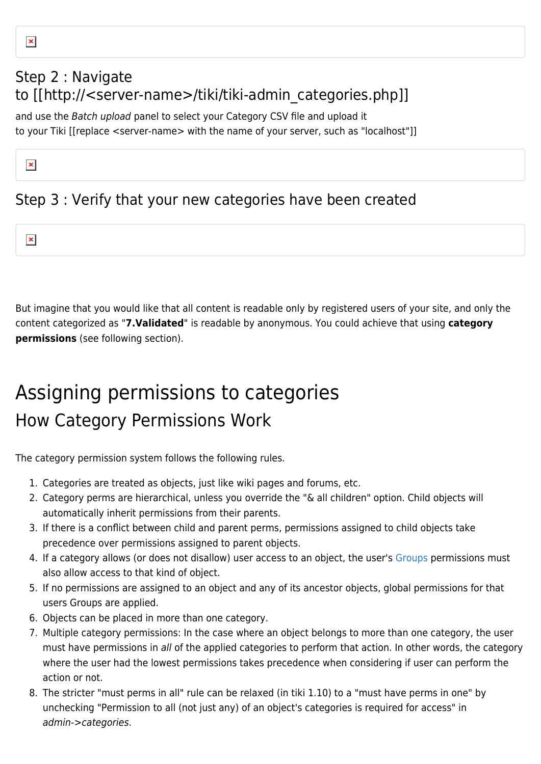## Step 2 : Navigate to [[http://<server-name>/tiki/tiki-admin_categories.php]]

and use the *Batch upload* panel to select your Category CSV file and upload it to your Tiki [[replace <server-name> with the name of your server, such as "localhost"]]

## Step 3 : Verify that your new categories have been created

But imagine that you would like that all content is readable only by registered users of your site, and only the content categorized as "**7.Validated**" is readable by anonymous. You could achieve that using **category permissions** (see following section).

# Assigning permissions to categories

## How Category Permissions Work

The category permission system follows the following rules.

1. Categories are treated as objects, just like wiki pages and forums, etc.
2. Category perms are hierarchical, unless you override the "& all children" option. Child objects will automatically inherit permissions from their parents.
3. If there is a conflict between child and parent perms, permissions assigned to child objects take precedence over permissions assigned to parent objects.
4. If a category allows (or does not disallow) user access to an object, the user's Groups permissions must also allow access to that kind of object.
5. If no permissions are assigned to an object and any of its ancestor objects, global permissions for that users Groups are applied.
6. Objects can be placed in more than one category.
7. Multiple category permissions: In the case where an object belongs to more than one category, the user must have permissions in *all* of the applied categories to perform that action. In other words, the category where the user had the lowest permissions takes precedence when considering if user can perform the action or not.
8. The stricter "must perms in all" rule can be relaxed (in tiki 1.10) to a "must have perms in one" by unchecking "Permission to all (not just any) of an object's categories is required for access" in *admin->categories*.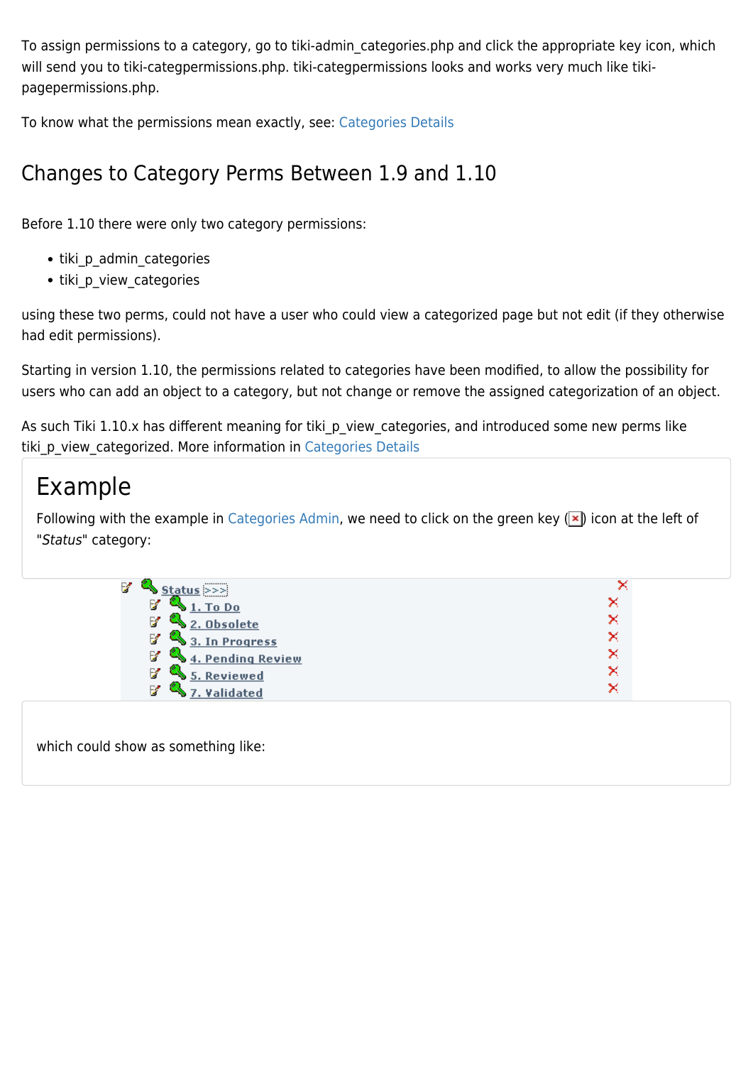To assign permissions to a category, go to tiki-admin_categories.php and click the appropriate key icon, which will send you to tiki-categpermissions.php. tiki-categpermissions looks and works very much like tiki-pagepermissions.php.

To know what the permissions mean exactly, see: Categories Details

## Changes to Category Perms Between 1.9 and 1.10

Before 1.10 there were only two category permissions:

- tiki_p_admin_categories
- tiki_p_view_categories

using these two perms, could not have a user who could view a categorized page but not edit (if they otherwise had edit permissions).

Starting in version 1.10, the permissions related to categories have been modified, to allow the possibility for users who can add an object to a category, but not change or remove the assigned categorization of an object.

As such Tiki 1.10.x has different meaning for tiki_p_view_categories, and introduced some new perms like tiki_p_view_categorized. More information in Categories Details

# Example

Following with the example in Categories Admin, we need to click on the green key () icon at the left of "*Status*" category:

Status >>>
1. To Do
2. Obsolete
3. In Progress
4. Pending Review
5. Reviewed
7. Validated

which could show as something like: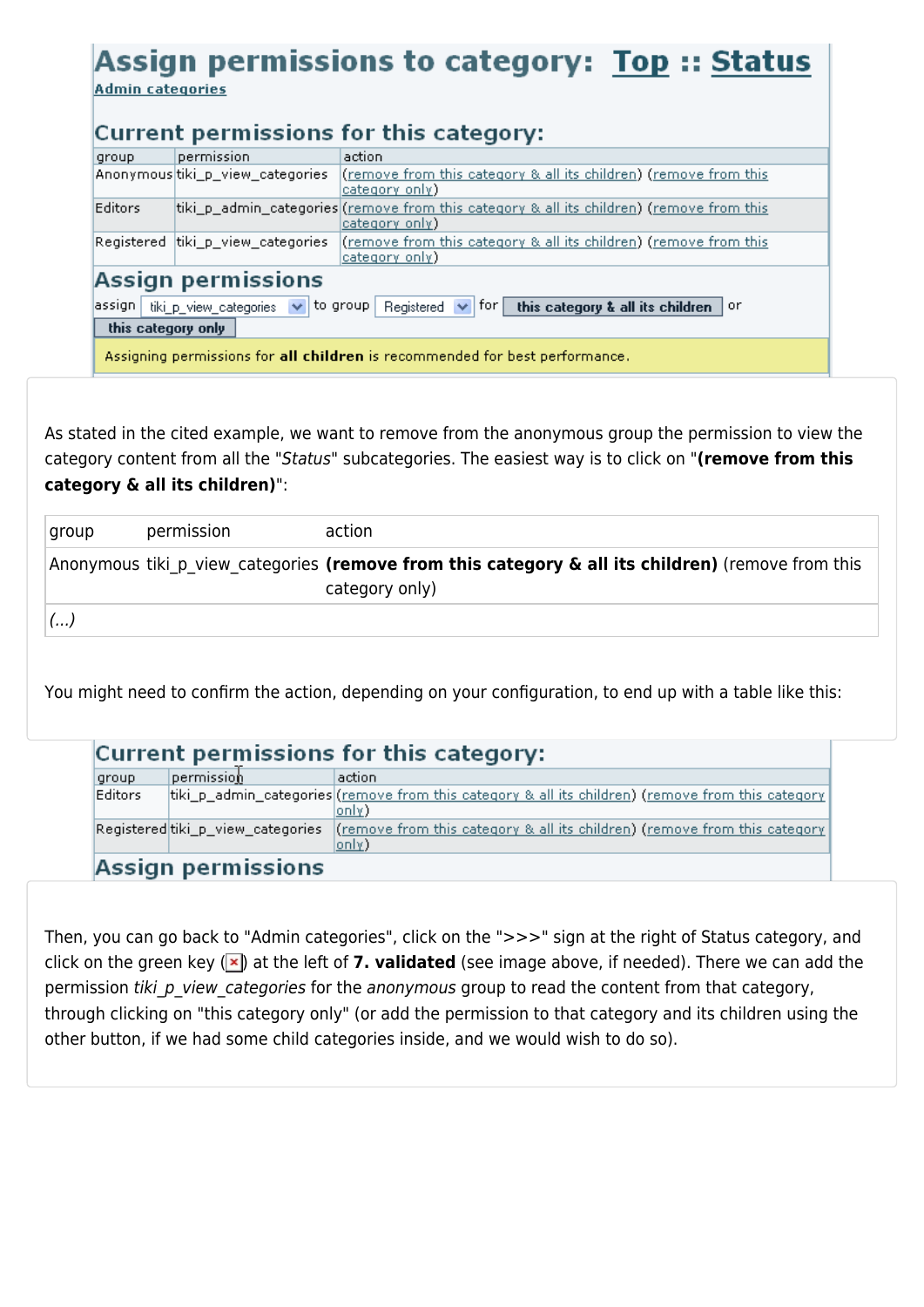# Assign permissions to category: Top :: Status

Admin categories

## Current permissions for this category:

| group | permission | action |
|---|---|---|
| Anonymous | tiki_p_view_categories | (remove from this category & all its children) (remove from this category only) |
| Editors | tiki_p_admin_categories | (remove from this category & all its children) (remove from this category only) |
| Registered | tiki_p_view_categories | (remove from this category & all its children) (remove from this category only) |

## Assign permissions

assign tiki_p_view_categories to group Registered for **this category & all its children** or **this category only**

Assigning permissions for **all children** is recommended for best performance.

As stated in the cited example, we want to remove from the anonymous group the permission to view the category content from all the "*Status*" subcategories. The easiest way is to click on "**(remove from this category & all its children)**":

| group | permission | action |
|---|---|---|
| Anonymous | tiki_p_view_categories | **(remove from this category & all its children)** (remove from this category only) |
| *(...)* | | |

You might need to confirm the action, depending on your configuration, to end up with a table like this:

## Current permissions for this category:

| group | permission | action |
|---|---|---|
| Editors | tiki_p_admin_categories | (remove from this category & all its children) (remove from this category only) |
| Registered | tiki_p_view_categories | (remove from this category & all its children) (remove from this category only) |

## Assign permissions

Then, you can go back to "Admin categories", click on the ">>>" sign at the right of Status category, and click on the green key (☒) at the left of **7. validated** (see image above, if needed). There we can add the permission *tiki_p_view_categories* for the *anonymous* group to read the content from that category, through clicking on "this category only" (or add the permission to that category and its children using the other button, if we had some child categories inside, and we would wish to do so).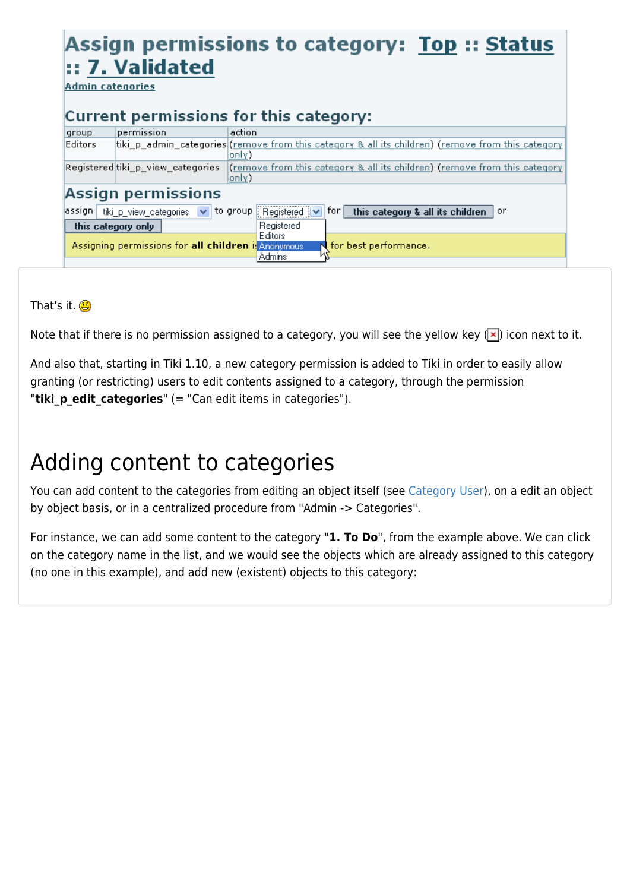That's it. 😃

Note that if there is no permission assigned to a category, you will see the yellow key (☒) icon next to it.

And also that, starting in Tiki 1.10, a new category permission is added to Tiki in order to easily allow granting (or restricting) users to edit contents assigned to a category, through the permission "**tiki_p_edit_categories**" (= "Can edit items in categories").

# Adding content to categories

You can add content to the categories from editing an object itself (see Category User), on a edit an object by object basis, or in a centralized procedure from "Admin -> Categories".

For instance, we can add some content to the category "**1. To Do**", from the example above. We can click on the category name in the list, and we would see the objects which are already assigned to this category (no one in this example), and add new (existent) objects to this category: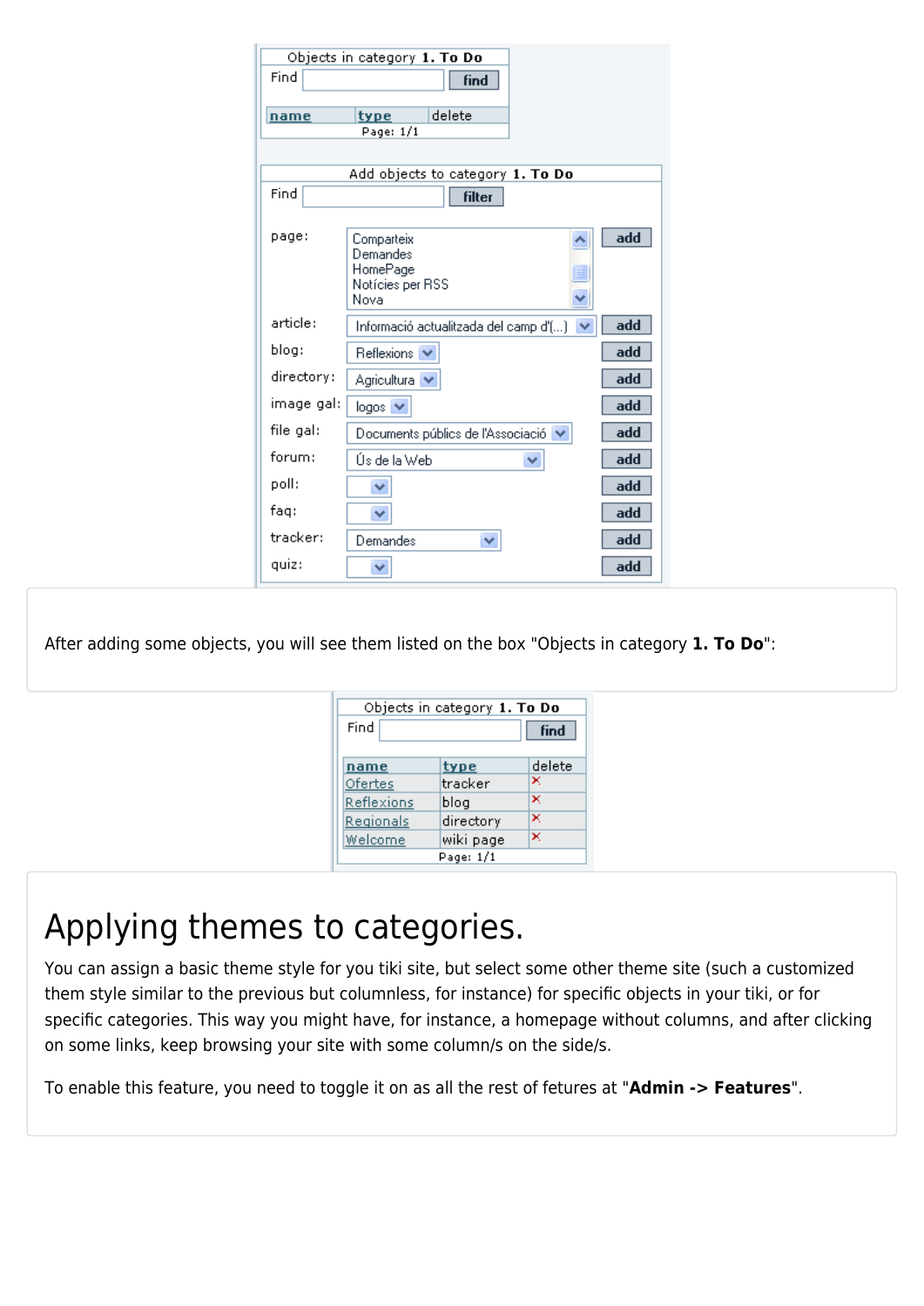| Objects in category **1. To Do** | | |
|---|---|---|
| Find | | find |
| name | type | delete |
| Page: 1/1 | | |

| Add objects to category **1. To Do** | | |
|---|---|---|
| Find | | filter |
| page: | Comparteix, Demandes, HomePage, Notícies per RSS, Nova | add |
| article: | Informació actualitzada del camp d'(...) | add |
| blog: | Reflexions | add |
| directory: | Agricultura | add |
| image gal: | logos | add |
| file gal: | Documents públics de l'Associació | add |
| forum: | Ús de la Web | add |
| poll: | | add |
| faq: | | add |
| tracker: | Demandes | add |
| quiz: | | add |

After adding some objects, you will see them listed on the box "Objects in category **1. To Do**":

| Objects in category **1. To Do** | | |
|---|---|---|
| Find | | find |
| name | type | delete |
| Ofertes | tracker | × |
| Reflexions | blog | × |
| Regionals | directory | × |
| Welcome | wiki page | × |
| Page: 1/1 | | |

# Applying themes to categories.

You can assign a basic theme style for you tiki site, but select some other theme site (such a customized them style similar to the previous but columnless, for instance) for specific objects in your tiki, or for specific categories. This way you might have, for instance, a homepage without columns, and after clicking on some links, keep browsing your site with some column/s on the side/s.

To enable this feature, you need to toggle it on as all the rest of fetures at "**Admin -> Features**".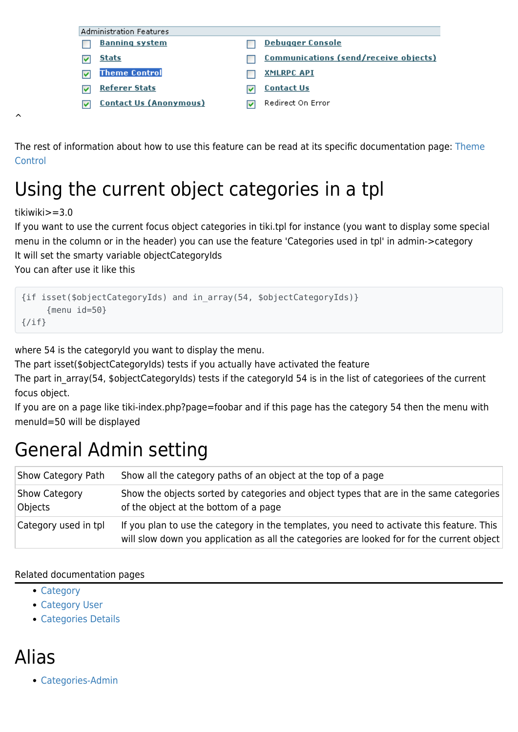Administration Features

- [ ] Banning system
- [x] Stats
- [x] Theme Control
- [x] Referer Stats
- [x] Contact Us (Anonymous)
- [ ] Debugger Console
- [ ] Communications (send/receive objects)
- [ ] XMLRPC API
- [x] Contact Us
- [x] Redirect On Error

The rest of information about how to use this feature can be read at its specific documentation page: Theme Control

# Using the current object categories in a tpl

tikiwiki>=3.0
If you want to use the current focus object categories in tiki.tpl for instance (you want to display some special menu in the column or in the header) you can use the feature 'Categories used in tpl' in admin->category
It will set the smarty variable objectCategoryIds
You can after use it like this

```
{if isset($objectCategoryIds) and in_array(54, $objectCategoryIds)}
     {menu id=50}
{/if}
```

where 54 is the categoryId you want to display the menu.
The part isset($objectCategoryIds) tests if you actually have activated the feature
The part in_array(54, $objectCategoryIds) tests if the categoryId 54 is in the list of categoriees of the current focus object.
If you are on a page like tiki-index.php?page=foobar and if this page has the category 54 then the menu with menuId=50 will be displayed

# General Admin setting

| | |
|---|---|
| Show Category Path | Show all the category paths of an object at the top of a page |
| Show Category Objects | Show the objects sorted by categories and object types that are in the same categories of the object at the bottom of a page |
| Category used in tpl | If you plan to use the category in the templates, you need to activate this feature. This will slow down you application as all the categories are looked for for the current object |

Related documentation pages

- Category
- Category User
- Categories Details

# Alias

- Categories-Admin